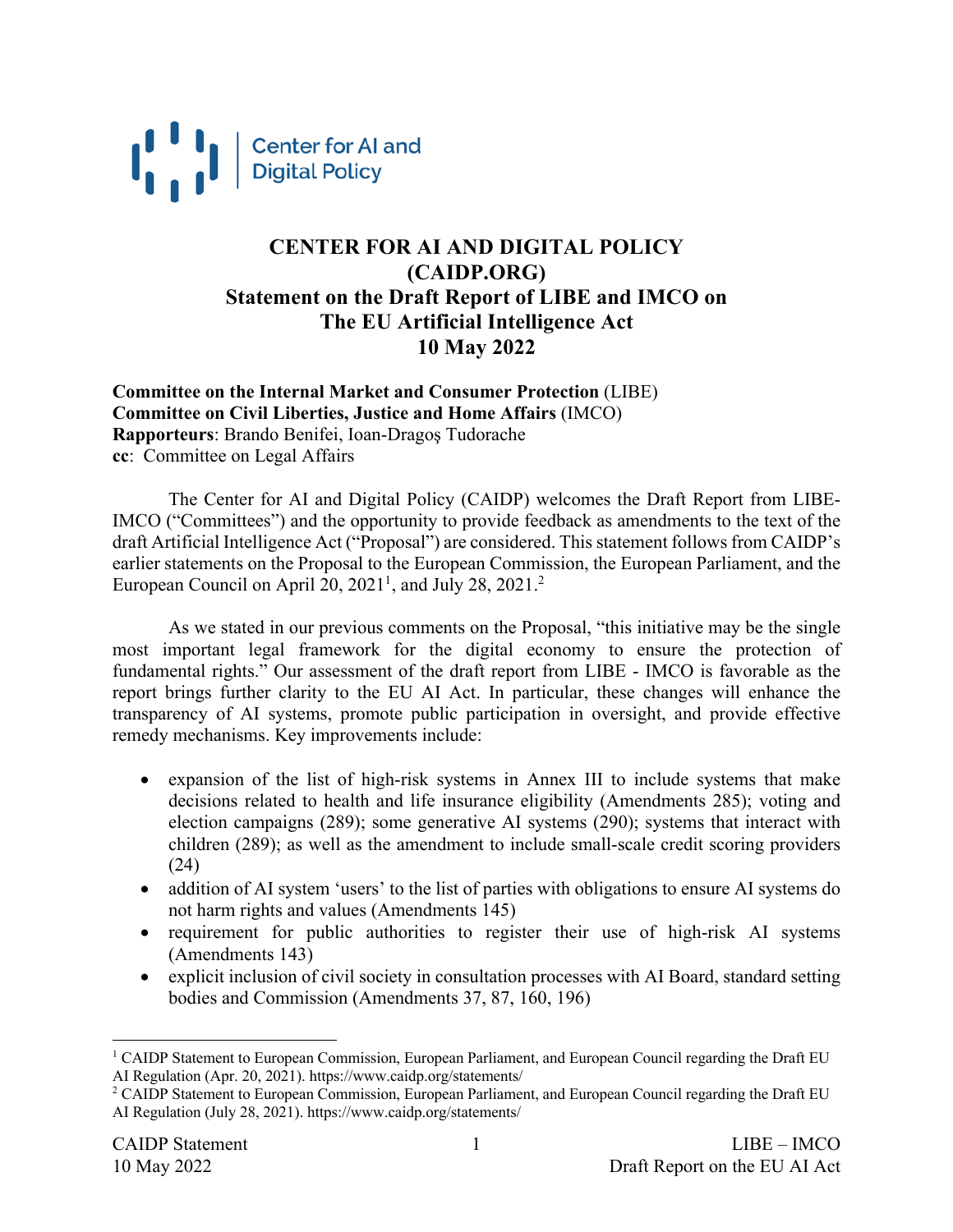# CENTER FOR AI AND DIGITAL POLICY (CAIDP.ORG)
## Statement on the Draft Report of LIBE and IMCO on The EU Artificial Intelligence Act
## 10 May 2022

**Committee on the Internal Market and Consumer Protection** (LIBE)
**Committee on Civil Liberties, Justice and Home Affairs** (IMCO)
**Rapporteurs**: Brando Benifei, Ioan-Dragoş Tudorache
**cc**: Committee on Legal Affairs

The Center for AI and Digital Policy (CAIDP) welcomes the Draft Report from LIBE-IMCO ("Committees") and the opportunity to provide feedback as amendments to the text of the draft Artificial Intelligence Act ("Proposal") are considered. This statement follows from CAIDP's earlier statements on the Proposal to the European Commission, the European Parliament, and the European Council on April 20, 2021[1], and July 28, 2021.[2]

As we stated in our previous comments on the Proposal, "this initiative may be the single most important legal framework for the digital economy to ensure the protection of fundamental rights." Our assessment of the draft report from LIBE - IMCO is favorable as the report brings further clarity to the EU AI Act. In particular, these changes will enhance the transparency of AI systems, promote public participation in oversight, and provide effective remedy mechanisms. Key improvements include:

- expansion of the list of high-risk systems in Annex III to include systems that make decisions related to health and life insurance eligibility (Amendments 285); voting and election campaigns (289); some generative AI systems (290); systems that interact with children (289); as well as the amendment to include small-scale credit scoring providers (24)
- addition of AI system 'users' to the list of parties with obligations to ensure AI systems do not harm rights and values (Amendments 145)
- requirement for public authorities to register their use of high-risk AI systems (Amendments 143)
- explicit inclusion of civil society in consultation processes with AI Board, standard setting bodies and Commission (Amendments 37, 87, 160, 196)

---

[1] CAIDP Statement to European Commission, European Parliament, and European Council regarding the Draft EU AI Regulation (Apr. 20, 2021). https://www.caidp.org/statements/

[2] CAIDP Statement to European Commission, European Parliament, and European Council regarding the Draft EU AI Regulation (July 28, 2021). https://www.caidp.org/statements/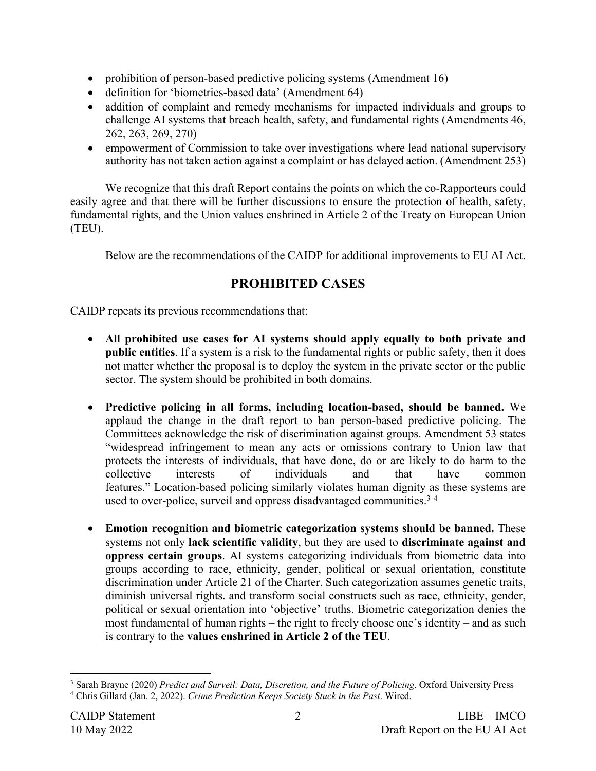- prohibition of person-based predictive policing systems (Amendment 16)
- definition for 'biometrics-based data' (Amendment 64)
- addition of complaint and remedy mechanisms for impacted individuals and groups to challenge AI systems that breach health, safety, and fundamental rights (Amendments 46, 262, 263, 269, 270)
- empowerment of Commission to take over investigations where lead national supervisory authority has not taken action against a complaint or has delayed action. (Amendment 253)

We recognize that this draft Report contains the points on which the co-Rapporteurs could easily agree and that there will be further discussions to ensure the protection of health, safety, fundamental rights, and the Union values enshrined in Article 2 of the Treaty on European Union (TEU).

Below are the recommendations of the CAIDP for additional improvements to EU AI Act.

## PROHIBITED CASES

CAIDP repeats its previous recommendations that:

- **All prohibited use cases for AI systems should apply equally to both private and public entities**. If a system is a risk to the fundamental rights or public safety, then it does not matter whether the proposal is to deploy the system in the private sector or the public sector. The system should be prohibited in both domains.

- **Predictive policing in all forms, including location-based, should be banned.** We applaud the change in the draft report to ban person-based predictive policing. The Committees acknowledge the risk of discrimination against groups. Amendment 53 states "widespread infringement to mean any acts or omissions contrary to Union law that protects the interests of individuals, that have done, do or are likely to do harm to the collective interests of individuals and that have common features." Location-based policing similarly violates human dignity as these systems are used to over-police, surveil and oppress disadvantaged communities.[3] [4]

- **Emotion recognition and biometric categorization systems should be banned.** These systems not only **lack scientific validity**, but they are used to **discriminate against and oppress certain groups**. AI systems categorizing individuals from biometric data into groups according to race, ethnicity, gender, political or sexual orientation, constitute discrimination under Article 21 of the Charter. Such categorization assumes genetic traits, diminish universal rights. and transform social constructs such as race, ethnicity, gender, political or sexual orientation into 'objective' truths. Biometric categorization denies the most fundamental of human rights – the right to freely choose one's identity – and as such is contrary to the **values enshrined in Article 2 of the TEU**.

---

[3] Sarah Brayne (2020) *Predict and Surveil: Data, Discretion, and the Future of Policing*. Oxford University Press

[4] Chris Gillard (Jan. 2, 2022). *Crime Prediction Keeps Society Stuck in the Past*. Wired.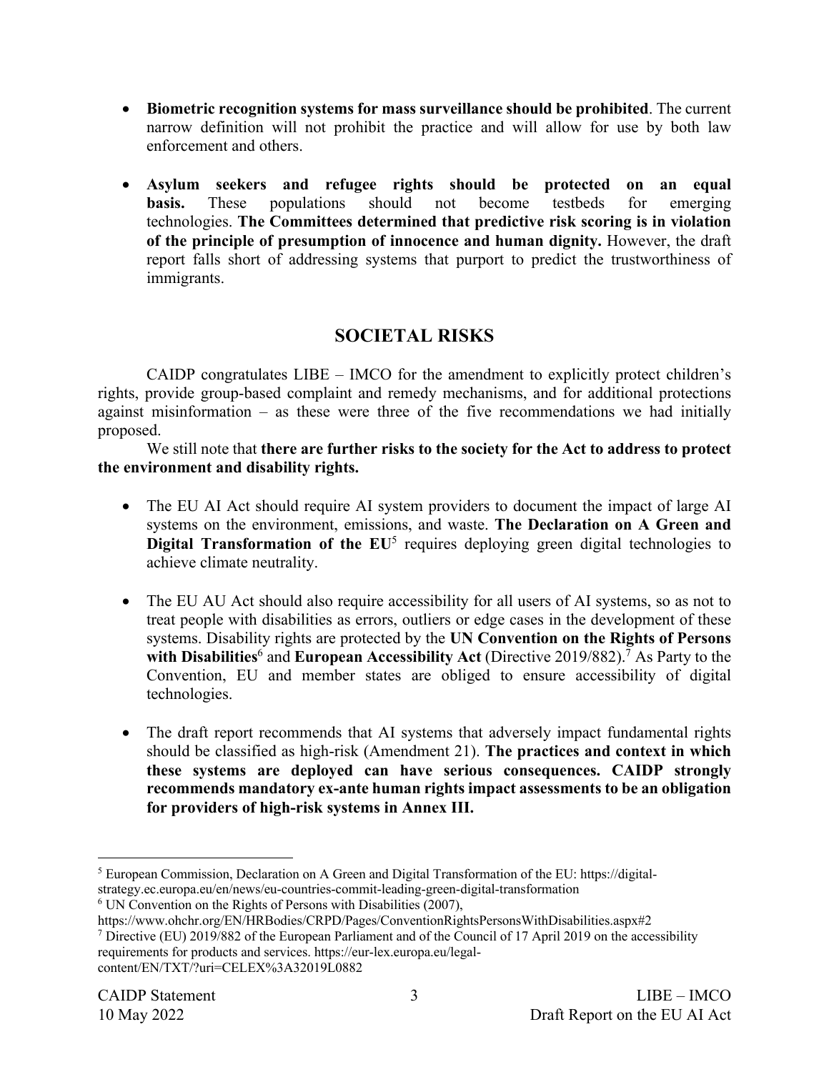- **Biometric recognition systems for mass surveillance should be prohibited**. The current narrow definition will not prohibit the practice and will allow for use by both law enforcement and others.

- **Asylum seekers and refugee rights should be protected on an equal basis.** These populations should not become testbeds for emerging technologies. **The Committees determined that predictive risk scoring is in violation of the principle of presumption of innocence and human dignity.** However, the draft report falls short of addressing systems that purport to predict the trustworthiness of immigrants.

## SOCIETAL RISKS

CAIDP congratulates LIBE – IMCO for the amendment to explicitly protect children's rights, provide group-based complaint and remedy mechanisms, and for additional protections against misinformation – as these were three of the five recommendations we had initially proposed.

We still note that **there are further risks to the society for the Act to address to protect the environment and disability rights.**

- The EU AI Act should require AI system providers to document the impact of large AI systems on the environment, emissions, and waste. **The Declaration on A Green and Digital Transformation of the EU**[5] requires deploying green digital technologies to achieve climate neutrality.

- The EU AU Act should also require accessibility for all users of AI systems, so as not to treat people with disabilities as errors, outliers or edge cases in the development of these systems. Disability rights are protected by the **UN Convention on the Rights of Persons with Disabilities**[6] and **European Accessibility Act** (Directive 2019/882).[7] As Party to the Convention, EU and member states are obliged to ensure accessibility of digital technologies.

- The draft report recommends that AI systems that adversely impact fundamental rights should be classified as high-risk (Amendment 21). **The practices and context in which these systems are deployed can have serious consequences. CAIDP strongly recommends mandatory ex-ante human rights impact assessments to be an obligation for providers of high-risk systems in Annex III.**

---

[5] European Commission, Declaration on A Green and Digital Transformation of the EU: https://digital-strategy.ec.europa.eu/en/news/eu-countries-commit-leading-green-digital-transformation

[6] UN Convention on the Rights of Persons with Disabilities (2007), https://www.ohchr.org/EN/HRBodies/CRPD/Pages/ConventionRightsPersonsWithDisabilities.aspx#2

[7] Directive (EU) 2019/882 of the European Parliament and of the Council of 17 April 2019 on the accessibility requirements for products and services. https://eur-lex.europa.eu/legal-content/EN/TXT/?uri=CELEX%3A32019L0882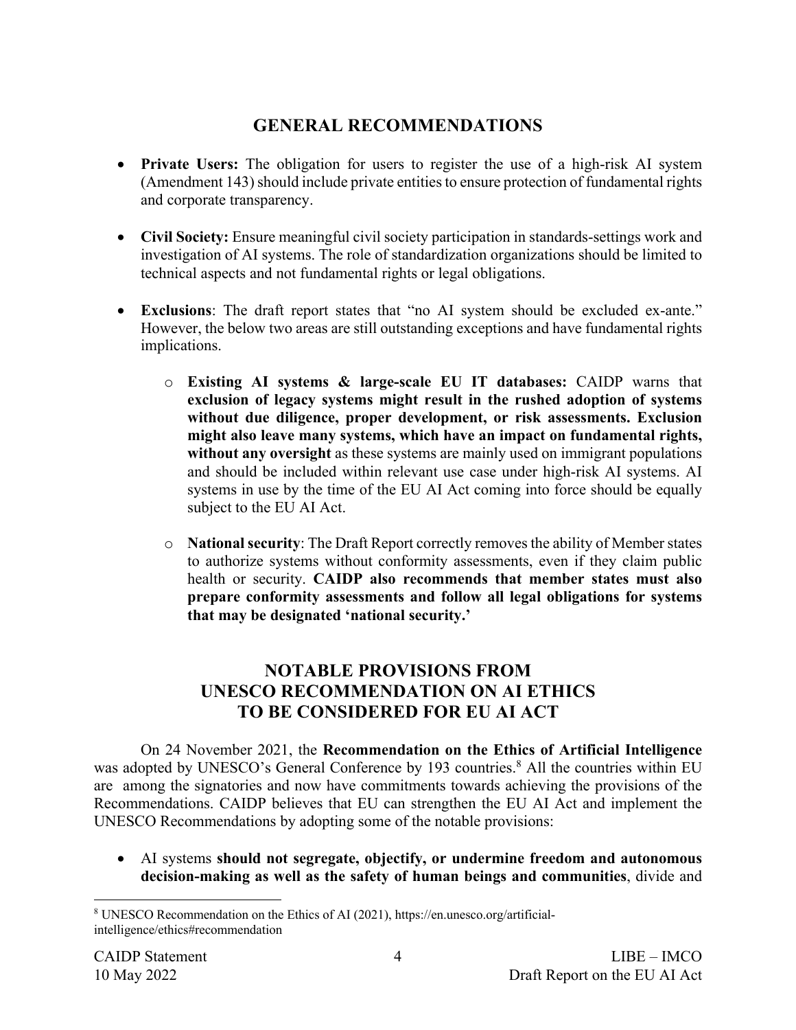## GENERAL RECOMMENDATIONS

- **Private Users:** The obligation for users to register the use of a high-risk AI system (Amendment 143) should include private entities to ensure protection of fundamental rights and corporate transparency.

- **Civil Society:** Ensure meaningful civil society participation in standards-settings work and investigation of AI systems. The role of standardization organizations should be limited to technical aspects and not fundamental rights or legal obligations.

- **Exclusions**: The draft report states that "no AI system should be excluded ex-ante." However, the below two areas are still outstanding exceptions and have fundamental rights implications.

    - **Existing AI systems & large-scale EU IT databases:** CAIDP warns that **exclusion of legacy systems might result in the rushed adoption of systems without due diligence, proper development, or risk assessments. Exclusion might also leave many systems, which have an impact on fundamental rights, without any oversight** as these systems are mainly used on immigrant populations and should be included within relevant use case under high-risk AI systems. AI systems in use by the time of the EU AI Act coming into force should be equally subject to the EU AI Act.

    - **National security**: The Draft Report correctly removes the ability of Member states to authorize systems without conformity assessments, even if they claim public health or security. **CAIDP also recommends that member states must also prepare conformity assessments and follow all legal obligations for systems that may be designated 'national security.'**

## NOTABLE PROVISIONS FROM UNESCO RECOMMENDATION ON AI ETHICS TO BE CONSIDERED FOR EU AI ACT

On 24 November 2021, the **Recommendation on the Ethics of Artificial Intelligence** was adopted by UNESCO's General Conference by 193 countries.[8] All the countries within EU are among the signatories and now have commitments towards achieving the provisions of the Recommendations. CAIDP believes that EU can strengthen the EU AI Act and implement the UNESCO Recommendations by adopting some of the notable provisions:

- AI systems **should not segregate, objectify, or undermine freedom and autonomous decision-making as well as the safety of human beings and communities**, divide and

[8] UNESCO Recommendation on the Ethics of AI (2021), https://en.unesco.org/artificial-intelligence/ethics#recommendation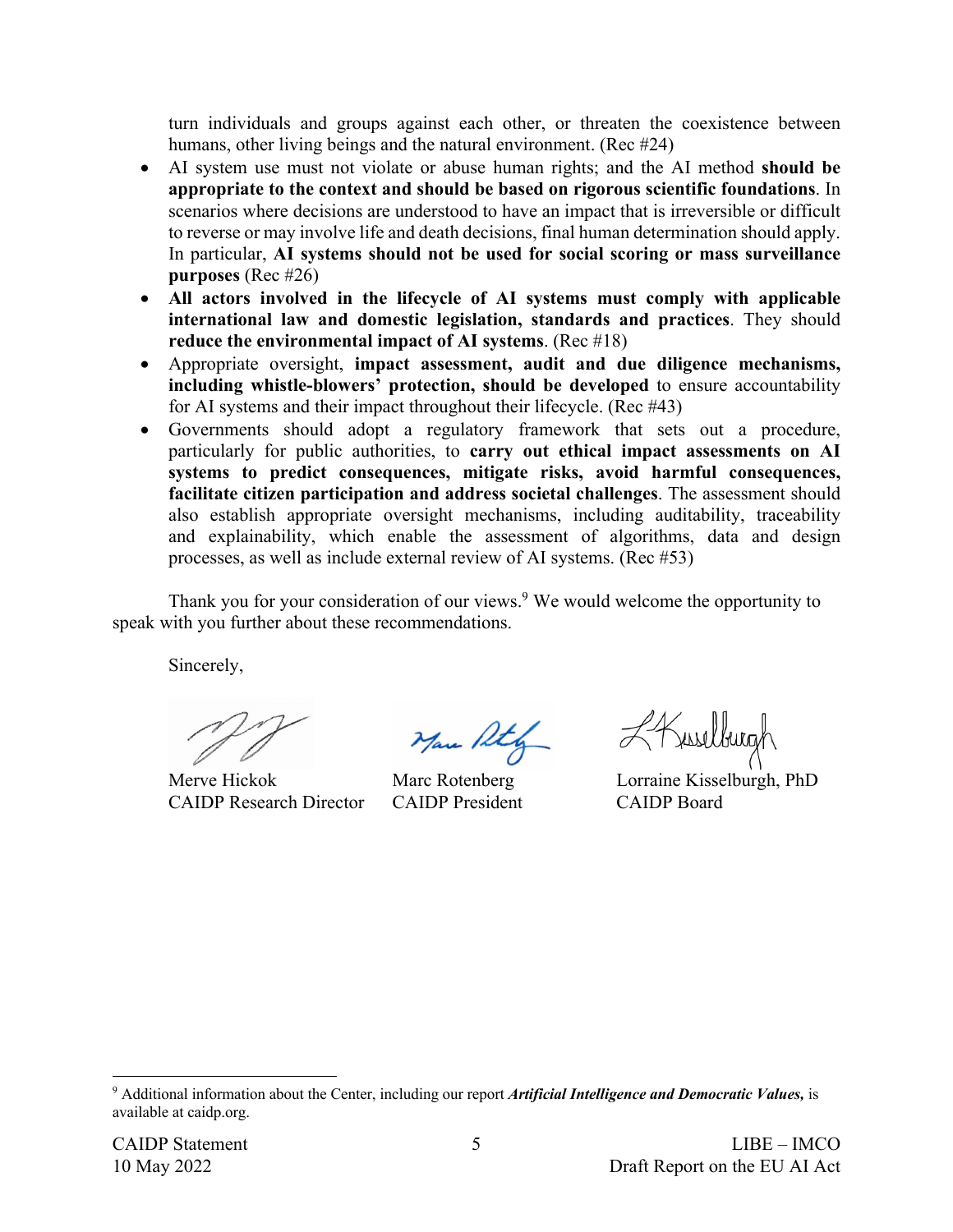turn individuals and groups against each other, or threaten the coexistence between humans, other living beings and the natural environment. (Rec #24)

- AI system use must not violate or abuse human rights; and the AI method **should be appropriate to the context and should be based on rigorous scientific foundations**. In scenarios where decisions are understood to have an impact that is irreversible or difficult to reverse or may involve life and death decisions, final human determination should apply. In particular, **AI systems should not be used for social scoring or mass surveillance purposes** (Rec #26)
- **All actors involved in the lifecycle of AI systems must comply with applicable international law and domestic legislation, standards and practices**. They should **reduce the environmental impact of AI systems**. (Rec #18)
- Appropriate oversight, **impact assessment, audit and due diligence mechanisms, including whistle-blowers' protection, should be developed** to ensure accountability for AI systems and their impact throughout their lifecycle. (Rec #43)
- Governments should adopt a regulatory framework that sets out a procedure, particularly for public authorities, to **carry out ethical impact assessments on AI systems to predict consequences, mitigate risks, avoid harmful consequences, facilitate citizen participation and address societal challenges**. The assessment should also establish appropriate oversight mechanisms, including auditability, traceability and explainability, which enable the assessment of algorithms, data and design processes, as well as include external review of AI systems. (Rec #53)

Thank you for your consideration of our views.[9] We would welcome the opportunity to speak with you further about these recommendations.

Sincerely,

Merve Hickok
CAIDP Research Director

Marc Rotenberg
CAIDP President

Lorraine Kisselburgh, PhD
CAIDP Board

[9] Additional information about the Center, including our report ***Artificial Intelligence and Democratic Values,*** is available at caidp.org.